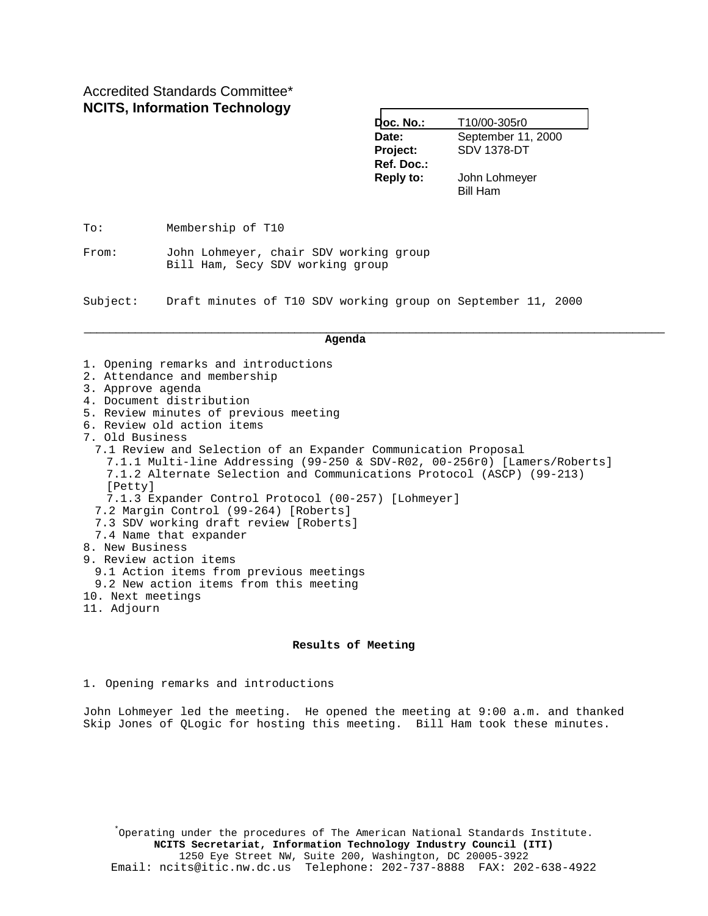Accredited Standards Committee*
**NCITS, Information Technology**

| | |
|---|---|
| **Doc. No.:** | T10/00-305r0 |
| **Date:** | September 11, 2000 |
| **Project:** | SDV 1378-DT |
| **Ref. Doc.:** | |
| **Reply to:** | John Lohmeyer<br>Bill Ham |

To: Membership of T10

From: John Lohmeyer, chair SDV working group
Bill Ham, Secy SDV working group

Subject: Draft minutes of T10 SDV working group on September 11, 2000

---

**Agenda**

1. Opening remarks and introductions
2. Attendance and membership
3. Approve agenda
4. Document distribution
5. Review minutes of previous meeting
6. Review old action items
7. Old Business
   - 7.1 Review and Selection of an Expander Communication Proposal
     - 7.1.1 Multi-line Addressing (99-250 & SDV-R02, 00-256r0) [Lamers/Roberts]
     - 7.1.2 Alternate Selection and Communications Protocol (ASCP) (99-213) [Petty]
     - 7.1.3 Expander Control Protocol (00-257) [Lohmeyer]
   - 7.2 Margin Control (99-264) [Roberts]
   - 7.3 SDV working draft review [Roberts]
   - 7.4 Name that expander
8. New Business
9. Review action items
   - 9.1 Action items from previous meetings
   - 9.2 New action items from this meeting
10. Next meetings
11. Adjourn

**Results of Meeting**

1. Opening remarks and introductions

John Lohmeyer led the meeting. He opened the meeting at 9:00 a.m. and thanked Skip Jones of QLogic for hosting this meeting. Bill Ham took these minutes.

*Operating under the procedures of The American National Standards Institute.
**NCITS Secretariat, Information Technology Industry Council (ITI)**
1250 Eye Street NW, Suite 200, Washington, DC 20005-3922
Email: ncits@itic.nw.dc.us Telephone: 202-737-8888 FAX: 202-638-4922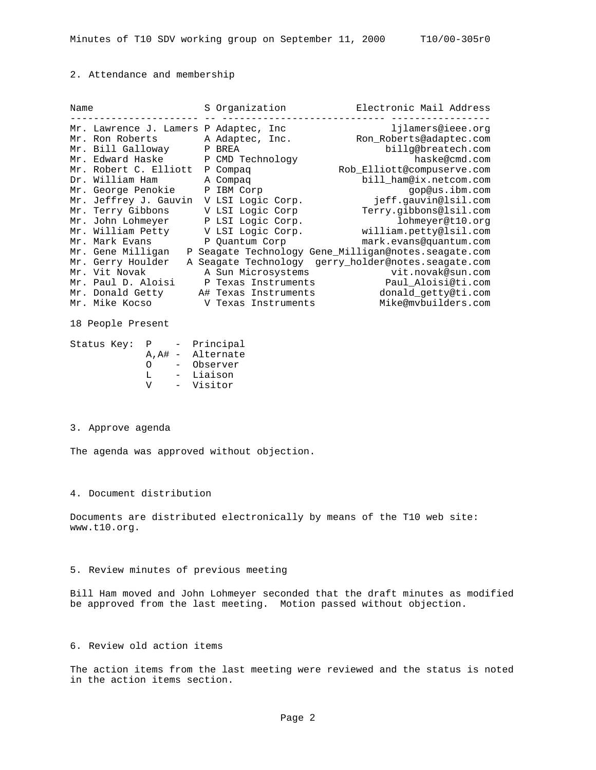## 2. Attendance and membership

| Name | S | Organization | Electronic Mail Address |
|---|---|---|---|
| Mr. Lawrence J. Lamers | P | Adaptec, Inc | ljlamers@ieee.org |
| Mr. Ron Roberts | A | Adaptec, Inc. | Ron_Roberts@adaptec.com |
| Mr. Bill Galloway | P | BREA | billg@breatech.com |
| Mr. Edward Haske | P | CMD Technology | haske@cmd.com |
| Mr. Robert C. Elliott | P | Compaq | Rob_Elliott@compuserve.com |
| Dr. William Ham | A | Compaq | bill_ham@ix.netcom.com |
| Mr. George Penokie | P | IBM Corp | gop@us.ibm.com |
| Mr. Jeffrey J. Gauvin | V | LSI Logic Corp. | jeff.gauvin@lsil.com |
| Mr. Terry Gibbons | V | LSI Logic Corp | Terry.gibbons@lsil.com |
| Mr. John Lohmeyer | P | LSI Logic Corp. | lohmeyer@t10.org |
| Mr. William Petty | V | LSI Logic Corp. | william.petty@lsil.com |
| Mr. Mark Evans | P | Quantum Corp | mark.evans@quantum.com |
| Mr. Gene Milligan | P | Seagate Technology | Gene_Milligan@notes.seagate.com |
| Mr. Gerry Houlder | A | Seagate Technology | gerry_holder@notes.seagate.com |
| Mr. Vit Novak | A | Sun Microsystems | vit.novak@sun.com |
| Mr. Paul D. Aloisi | P | Texas Instruments | Paul_Aloisi@ti.com |
| Mr. Donald Getty | A# | Texas Instruments | donald_getty@ti.com |
| Mr. Mike Kocso | V | Texas Instruments | Mike@mvbuilders.com |

18 People Present

Status Key:
- P - Principal
- A,A# - Alternate
- O - Observer
- L - Liaison
- V - Visitor

## 3. Approve agenda

The agenda was approved without objection.

## 4. Document distribution

Documents are distributed electronically by means of the T10 web site: www.t10.org.

## 5. Review minutes of previous meeting

Bill Ham moved and John Lohmeyer seconded that the draft minutes as modified be approved from the last meeting. Motion passed without objection.

## 6. Review old action items

The action items from the last meeting were reviewed and the status is noted in the action items section.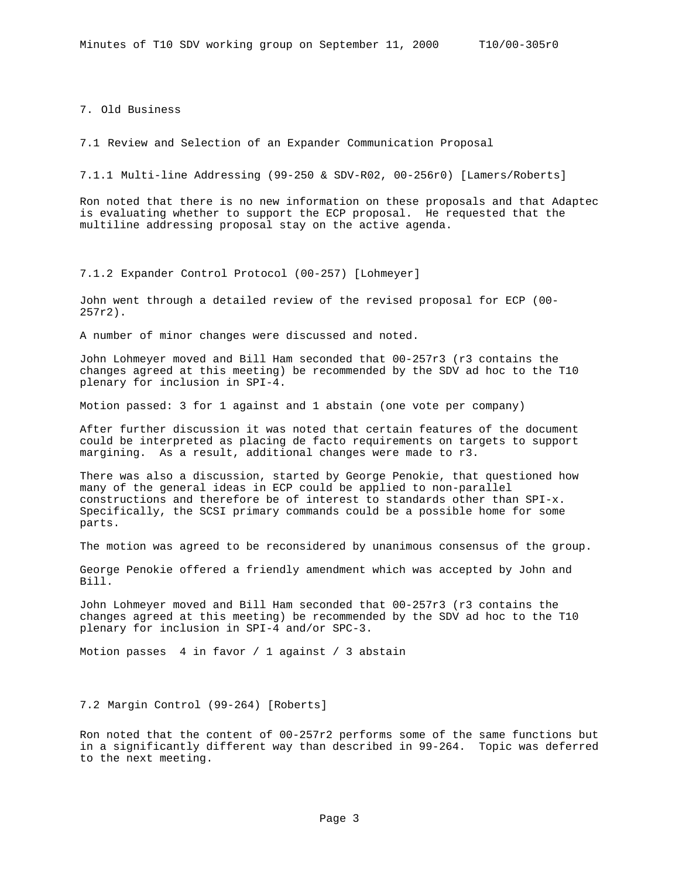# 7. Old Business

## 7.1 Review and Selection of an Expander Communication Proposal

### 7.1.1 Multi-line Addressing (99-250 & SDV-R02, 00-256r0) [Lamers/Roberts]

Ron noted that there is no new information on these proposals and that Adaptec is evaluating whether to support the ECP proposal. He requested that the multiline addressing proposal stay on the active agenda.

### 7.1.2 Expander Control Protocol (00-257) [Lohmeyer]

John went through a detailed review of the revised proposal for ECP (00-257r2).

A number of minor changes were discussed and noted.

John Lohmeyer moved and Bill Ham seconded that 00-257r3 (r3 contains the changes agreed at this meeting) be recommended by the SDV ad hoc to the T10 plenary for inclusion in SPI-4.

Motion passed: 3 for 1 against and 1 abstain (one vote per company)

After further discussion it was noted that certain features of the document could be interpreted as placing de facto requirements on targets to support margining. As a result, additional changes were made to r3.

There was also a discussion, started by George Penokie, that questioned how many of the general ideas in ECP could be applied to non-parallel constructions and therefore be of interest to standards other than SPI-x. Specifically, the SCSI primary commands could be a possible home for some parts.

The motion was agreed to be reconsidered by unanimous consensus of the group.

George Penokie offered a friendly amendment which was accepted by John and Bill.

John Lohmeyer moved and Bill Ham seconded that 00-257r3 (r3 contains the changes agreed at this meeting) be recommended by the SDV ad hoc to the T10 plenary for inclusion in SPI-4 and/or SPC-3.

Motion passes 4 in favor / 1 against / 3 abstain

## 7.2 Margin Control (99-264) [Roberts]

Ron noted that the content of 00-257r2 performs some of the same functions but in a significantly different way than described in 99-264. Topic was deferred to the next meeting.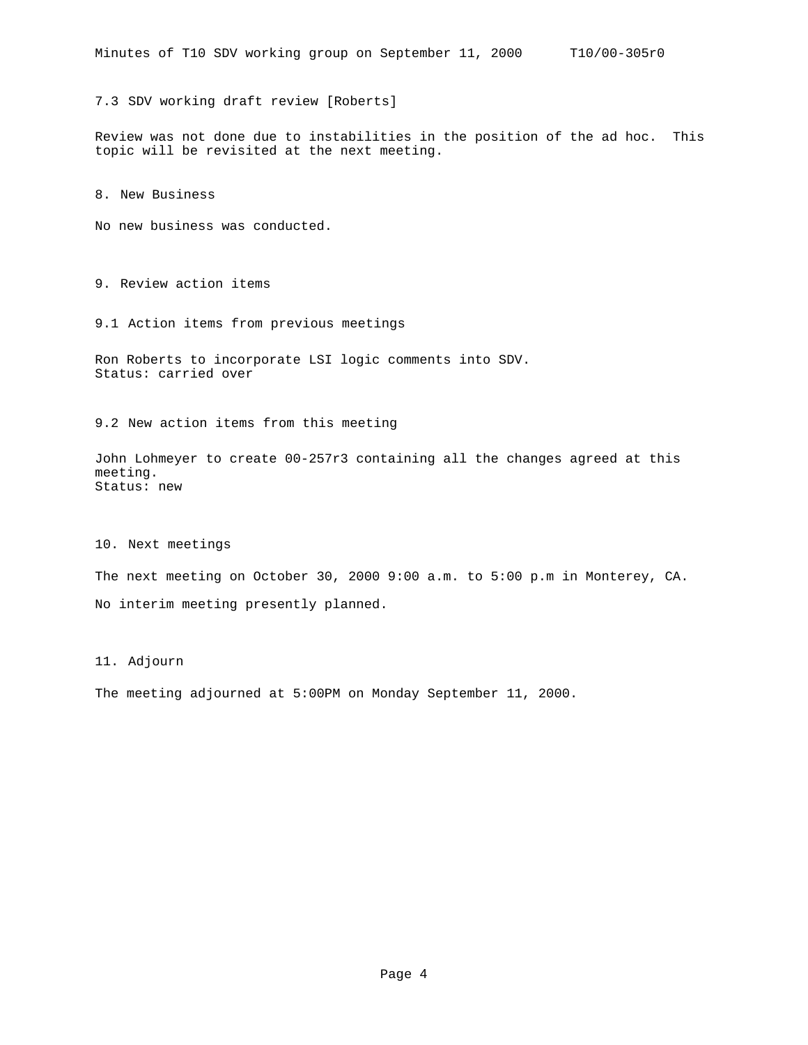## 7.3 SDV working draft review [Roberts]

Review was not done due to instabilities in the position of the ad hoc. This topic will be revisited at the next meeting.

## 8. New Business

No new business was conducted.

## 9. Review action items

### 9.1 Action items from previous meetings

Ron Roberts to incorporate LSI logic comments into SDV.
Status: carried over

### 9.2 New action items from this meeting

John Lohmeyer to create 00-257r3 containing all the changes agreed at this meeting.
Status: new

## 10. Next meetings

The next meeting on October 30, 2000 9:00 a.m. to 5:00 p.m in Monterey, CA.

No interim meeting presently planned.

## 11. Adjourn

The meeting adjourned at 5:00PM on Monday September 11, 2000.